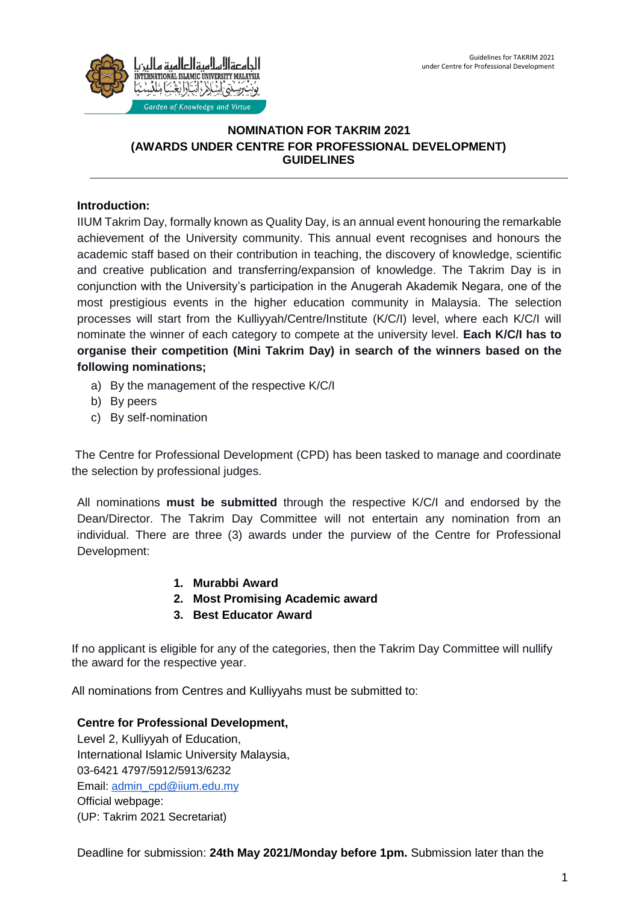# NOMINATION FOR TAKRIM 2021
## (AWARDS UNDER CENTRE FOR PROFESSIONAL DEVELOPMENT)
## GUIDELINES

---

**Introduction:**

IIUM Takrim Day, formally known as Quality Day, is an annual event honouring the remarkable achievement of the University community. This annual event recognises and honours the academic staff based on their contribution in teaching, the discovery of knowledge, scientific and creative publication and transferring/expansion of knowledge. The Takrim Day is in conjunction with the University's participation in the Anugerah Akademik Negara, one of the most prestigious events in the higher education community in Malaysia. The selection processes will start from the Kulliyyah/Centre/Institute (K/C/I) level, where each K/C/I will nominate the winner of each category to compete at the university level. **Each K/C/I has to organise their competition (Mini Takrim Day) in search of the winners based on the following nominations;**

a) By the management of the respective K/C/I
b) By peers
c) By self-nomination

The Centre for Professional Development (CPD) has been tasked to manage and coordinate the selection by professional judges.

All nominations **must be submitted** through the respective K/C/I and endorsed by the Dean/Director. The Takrim Day Committee will not entertain any nomination from an individual. There are three (3) awards under the purview of the Centre for Professional Development:

1. **Murabbi Award**
2. **Most Promising Academic award**
3. **Best Educator Award**

If no applicant is eligible for any of the categories, then the Takrim Day Committee will nullify the award for the respective year.

All nominations from Centres and Kulliyyahs must be submitted to:

**Centre for Professional Development,**
Level 2, Kulliyyah of Education,
International Islamic University Malaysia,
03-6421 4797/5912/5913/6232
Email: admin_cpd@iium.edu.my
Official webpage:
(UP: Takrim 2021 Secretariat)

Deadline for submission: **24th May 2021/Monday before 1pm.** Submission later than the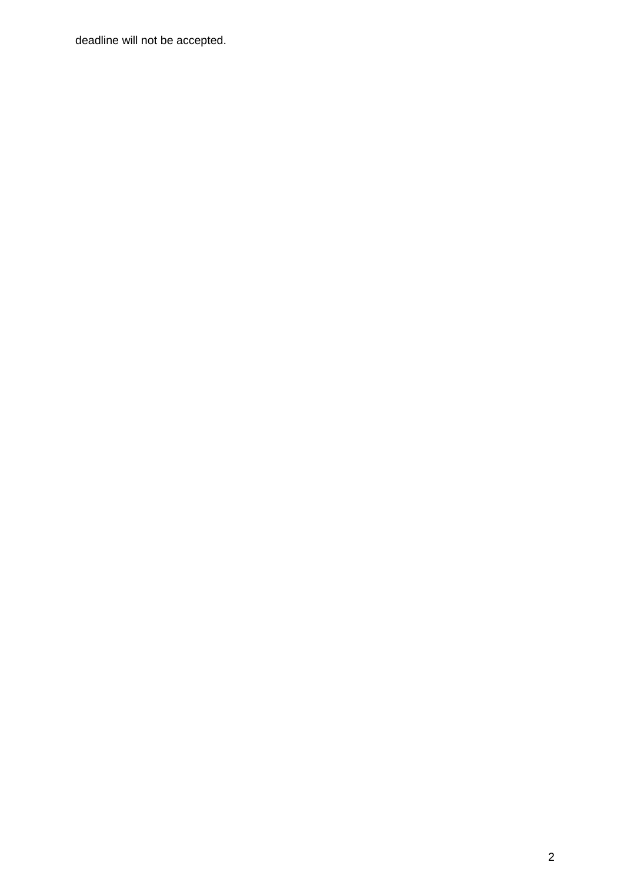deadline will not be accepted.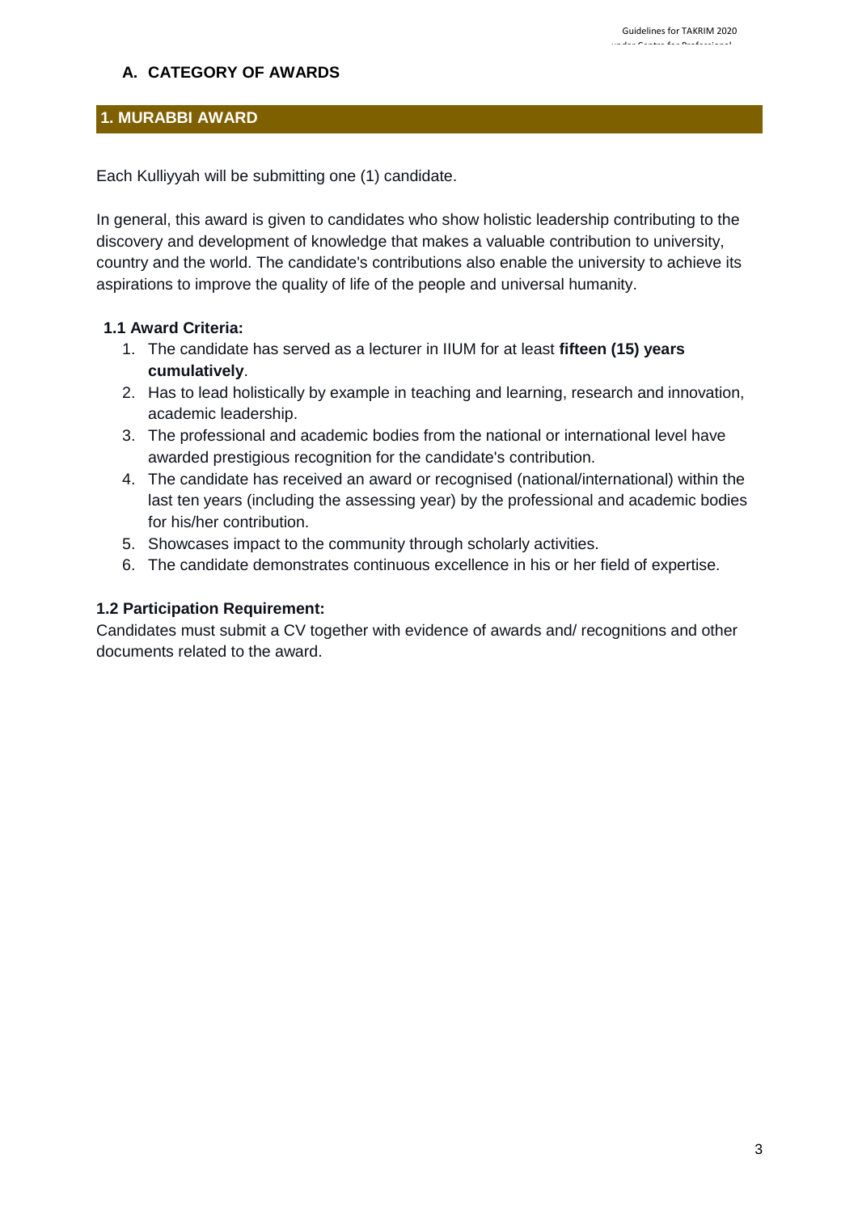## A. CATEGORY OF AWARDS

### 1. MURABBI AWARD

Each Kulliyyah will be submitting one (1) candidate.

In general, this award is given to candidates who show holistic leadership contributing to the discovery and development of knowledge that makes a valuable contribution to university, country and the world. The candidate's contributions also enable the university to achieve its aspirations to improve the quality of life of the people and universal humanity.

#### 1.1 Award Criteria:

1. The candidate has served as a lecturer in IIUM for at least **fifteen (15) years cumulatively**.
2. Has to lead holistically by example in teaching and learning, research and innovation, academic leadership.
3. The professional and academic bodies from the national or international level have awarded prestigious recognition for the candidate's contribution.
4. The candidate has received an award or recognised (national/international) within the last ten years (including the assessing year) by the professional and academic bodies for his/her contribution.
5. Showcases impact to the community through scholarly activities.
6. The candidate demonstrates continuous excellence in his or her field of expertise.

#### 1.2 Participation Requirement:

Candidates must submit a CV together with evidence of awards and/ recognitions and other documents related to the award.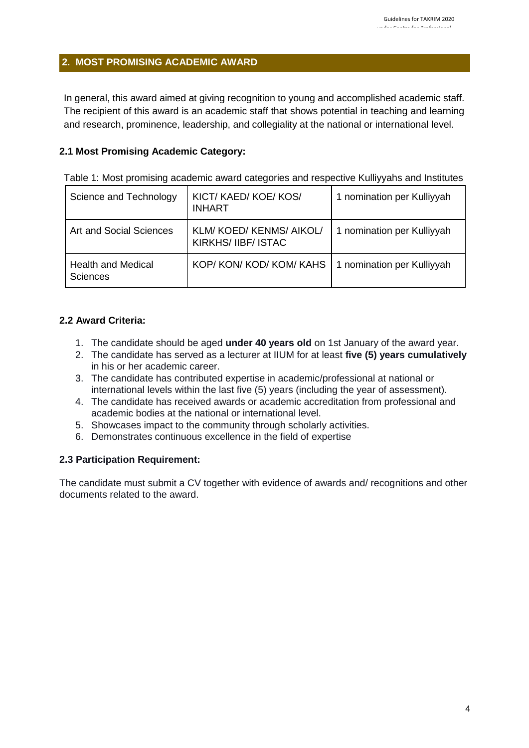## 2. MOST PROMISING ACADEMIC AWARD

In general, this award aimed at giving recognition to young and accomplished academic staff. The recipient of this award is an academic staff that shows potential in teaching and learning and research, prominence, leadership, and collegiality at the national or international level.

### 2.1 Most Promising Academic Category:

Table 1: Most promising academic award categories and respective Kulliyyahs and Institutes

| Science and Technology | KICT/ KAED/ KOE/ KOS/ INHART | 1 nomination per Kulliyyah |
|---|---|---|
| Art and Social Sciences | KLM/ KOED/ KENMS/ AIKOL/ KIRKHS/ IIBF/ ISTAC | 1 nomination per Kulliyyah |
| Health and Medical Sciences | KOP/ KON/ KOD/ KOM/ KAHS | 1 nomination per Kulliyyah |

### 2.2 Award Criteria:

1. The candidate should be aged **under 40 years old** on 1st January of the award year.
2. The candidate has served as a lecturer at IIUM for at least **five (5) years cumulatively** in his or her academic career.
3. The candidate has contributed expertise in academic/professional at national or international levels within the last five (5) years (including the year of assessment).
4. The candidate has received awards or academic accreditation from professional and academic bodies at the national or international level.
5. Showcases impact to the community through scholarly activities.
6. Demonstrates continuous excellence in the field of expertise

### 2.3 Participation Requirement:

The candidate must submit a CV together with evidence of awards and/ recognitions and other documents related to the award.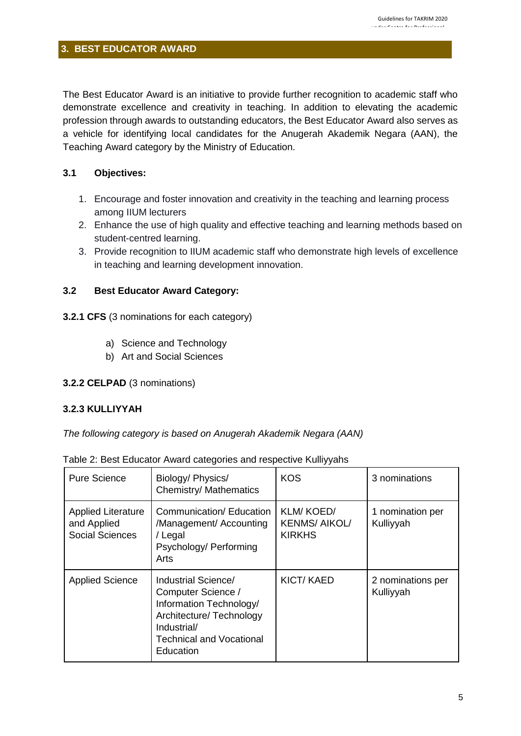## 3. BEST EDUCATOR AWARD

The Best Educator Award is an initiative to provide further recognition to academic staff who demonstrate excellence and creativity in teaching. In addition to elevating the academic profession through awards to outstanding educators, the Best Educator Award also serves as a vehicle for identifying local candidates for the Anugerah Akademik Negara (AAN), the Teaching Award category by the Ministry of Education.

### 3.1 Objectives:

1. Encourage and foster innovation and creativity in the teaching and learning process among IIUM lecturers
2. Enhance the use of high quality and effective teaching and learning methods based on student-centred learning.
3. Provide recognition to IIUM academic staff who demonstrate high levels of excellence in teaching and learning development innovation.

### 3.2 Best Educator Award Category:

**3.2.1 CFS** (3 nominations for each category)

a) Science and Technology
b) Art and Social Sciences

**3.2.2 CELPAD** (3 nominations)

**3.2.3 KULLIYYAH**

*The following category is based on Anugerah Akademik Negara (AAN)*

Table 2: Best Educator Award categories and respective Kulliyyahs

| Pure Science | Biology/ Physics/ Chemistry/ Mathematics | KOS | 3 nominations |
|---|---|---|---|
| Applied Literature and Applied Social Sciences | Communication/ Education /Management/ Accounting / Legal Psychology/ Performing Arts | KLM/ KOED/ KENMS/ AIKOL/ KIRKHS | 1 nomination per Kulliyyah |
| Applied Science | Industrial Science/ Computer Science / Information Technology/ Architecture/ Technology Industrial/ Technical and Vocational Education | KICT/ KAED | 2 nominations per Kulliyyah |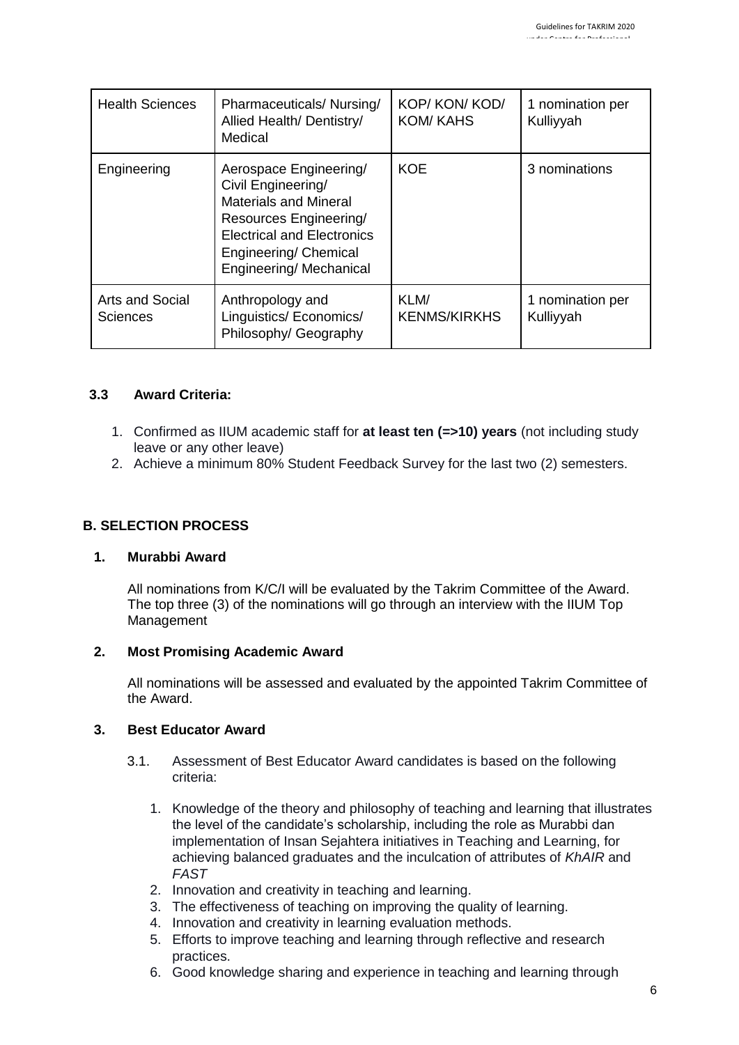| Health Sciences | Pharmaceuticals/ Nursing/ Allied Health/ Dentistry/ Medical | KOP/ KON/ KOD/ KOM/ KAHS | 1 nomination per Kulliyyah |
| --- | --- | --- | --- |
| Engineering | Aerospace Engineering/ Civil Engineering/ Materials and Mineral Resources Engineering/ Electrical and Electronics Engineering/ Chemical Engineering/ Mechanical | KOE | 3 nominations |
| Arts and Social Sciences | Anthropology and Linguistics/ Economics/ Philosophy/ Geography | KLM/ KENMS/KIRKHS | 1 nomination per Kulliyyah |

### 3.3 Award Criteria:

1. Confirmed as IIUM academic staff for **at least ten (=>10) years** (not including study leave or any other leave)
2. Achieve a minimum 80% Student Feedback Survey for the last two (2) semesters.

## B. SELECTION PROCESS

### 1. Murabbi Award

All nominations from K/C/I will be evaluated by the Takrim Committee of the Award. The top three (3) of the nominations will go through an interview with the IIUM Top Management

### 2. Most Promising Academic Award

All nominations will be assessed and evaluated by the appointed Takrim Committee of the Award.

### 3. Best Educator Award

3.1. Assessment of Best Educator Award candidates is based on the following criteria:

1. Knowledge of the theory and philosophy of teaching and learning that illustrates the level of the candidate's scholarship, including the role as Murabbi dan implementation of Insan Sejahtera initiatives in Teaching and Learning, for achieving balanced graduates and the inculcation of attributes of *KhAIR* and *FAST*
2. Innovation and creativity in teaching and learning.
3. The effectiveness of teaching on improving the quality of learning.
4. Innovation and creativity in learning evaluation methods.
5. Efforts to improve teaching and learning through reflective and research practices.
6. Good knowledge sharing and experience in teaching and learning through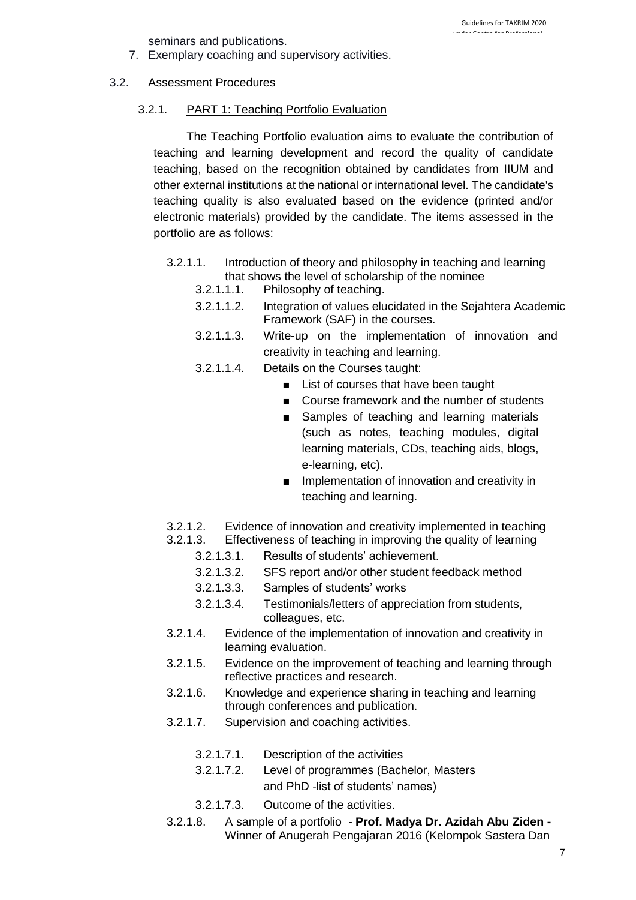seminars and publications.

7. Exemplary coaching and supervisory activities.

3.2. Assessment Procedures

3.2.1. PART 1: Teaching Portfolio Evaluation

The Teaching Portfolio evaluation aims to evaluate the contribution of teaching and learning development and record the quality of candidate teaching, based on the recognition obtained by candidates from IIUM and other external institutions at the national or international level. The candidate's teaching quality is also evaluated based on the evidence (printed and/or electronic materials) provided by the candidate. The items assessed in the portfolio are as follows:

- 3.2.1.1. Introduction of theory and philosophy in teaching and learning that shows the level of scholarship of the nominee
  - 3.2.1.1.1. Philosophy of teaching.
  - 3.2.1.1.2. Integration of values elucidated in the Sejahtera Academic Framework (SAF) in the courses.
  - 3.2.1.1.3. Write-up on the implementation of innovation and creativity in teaching and learning.
  - 3.2.1.1.4. Details on the Courses taught:
    - List of courses that have been taught
    - Course framework and the number of students
    - Samples of teaching and learning materials (such as notes, teaching modules, digital learning materials, CDs, teaching aids, blogs, e-learning, etc).
    - Implementation of innovation and creativity in teaching and learning.
- 3.2.1.2. Evidence of innovation and creativity implemented in teaching
- 3.2.1.3. Effectiveness of teaching in improving the quality of learning
  - 3.2.1.3.1. Results of students' achievement.
  - 3.2.1.3.2. SFS report and/or other student feedback method
  - 3.2.1.3.3. Samples of students' works
  - 3.2.1.3.4. Testimonials/letters of appreciation from students, colleagues, etc.
- 3.2.1.4. Evidence of the implementation of innovation and creativity in learning evaluation.
- 3.2.1.5. Evidence on the improvement of teaching and learning through reflective practices and research.
- 3.2.1.6. Knowledge and experience sharing in teaching and learning through conferences and publication.
- 3.2.1.7. Supervision and coaching activities.
  - 3.2.1.7.1. Description of the activities
  - 3.2.1.7.2. Level of programmes (Bachelor, Masters and PhD -list of students' names)
  - 3.2.1.7.3. Outcome of the activities.
- 3.2.1.8. A sample of a portfolio - **Prof. Madya Dr. Azidah Abu Ziden -** Winner of Anugerah Pengajaran 2016 (Kelompok Sastera Dan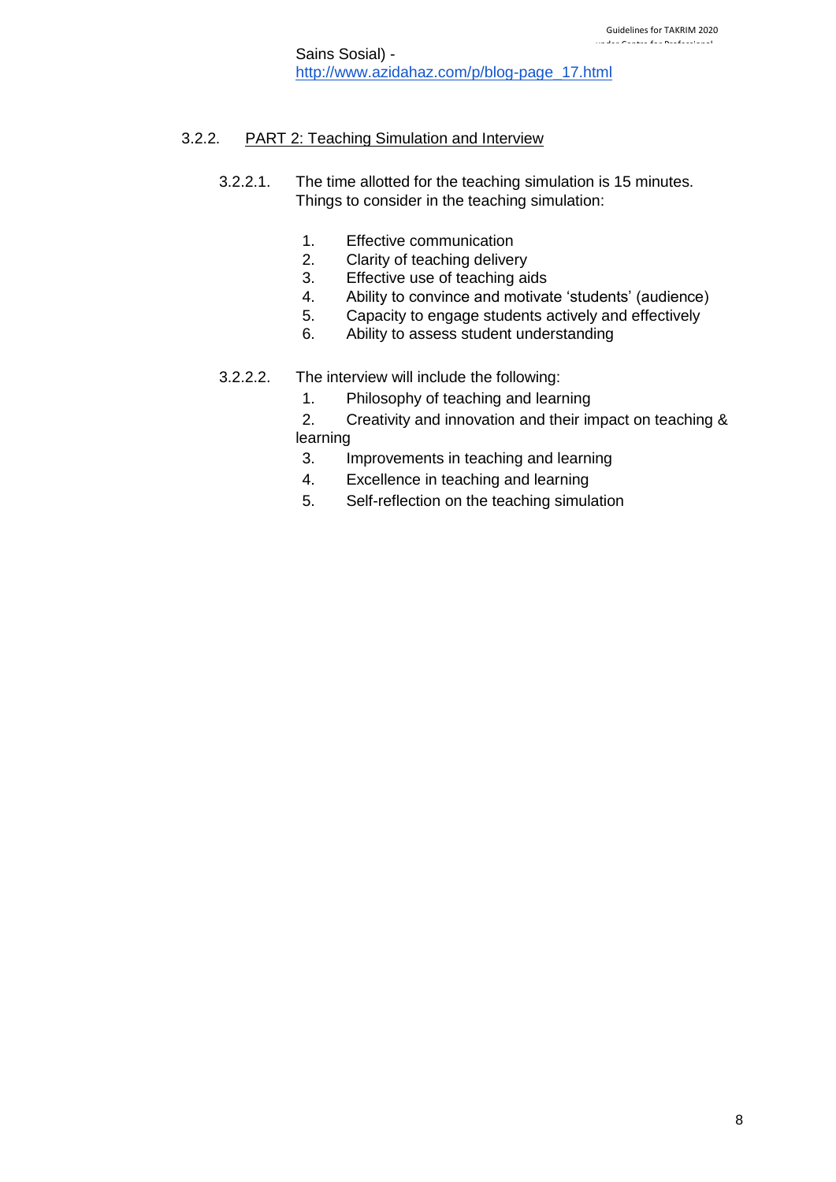Sains Sosial) - http://www.azidahaz.com/p/blog-page_17.html

### 3.2.2. PART 2: Teaching Simulation and Interview

3.2.2.1. The time allotted for the teaching simulation is 15 minutes. Things to consider in the teaching simulation:

1. Effective communication
2. Clarity of teaching delivery
3. Effective use of teaching aids
4. Ability to convince and motivate ‘students’ (audience)
5. Capacity to engage students actively and effectively
6. Ability to assess student understanding

3.2.2.2. The interview will include the following:

1. Philosophy of teaching and learning
2. Creativity and innovation and their impact on teaching & learning
3. Improvements in teaching and learning
4. Excellence in teaching and learning
5. Self-reflection on the teaching simulation